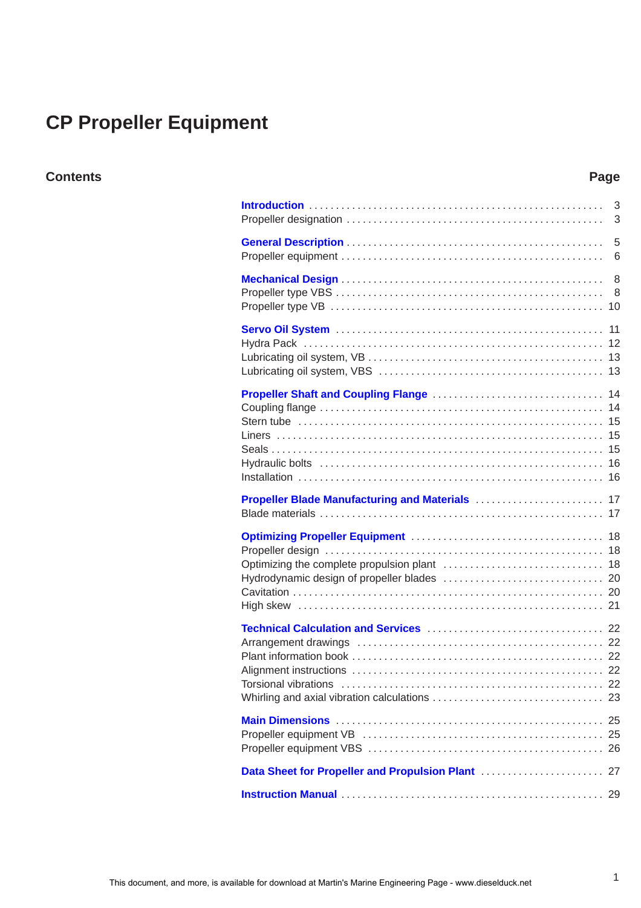# CP Propeller Equipment

## Contents

| | Page |
|---|---|
| **Introduction** | 3 |
| Propeller designation | 3 |
| **General Description** | 5 |
| Propeller equipment | 6 |
| **Mechanical Design** | 8 |
| Propeller type VBS | 8 |
| Propeller type VB | 10 |
| **Servo Oil System** | 11 |
| Hydra Pack | 12 |
| Lubricating oil system, VB | 13 |
| Lubricating oil system, VBS | 13 |
| **Propeller Shaft and Coupling Flange** | 14 |
| Coupling flange | 14 |
| Stern tube | 15 |
| Liners | 15 |
| Seals | 15 |
| Hydraulic bolts | 16 |
| Installation | 16 |
| **Propeller Blade Manufacturing and Materials** | 17 |
| Blade materials | 17 |
| **Optimizing Propeller Equipment** | 18 |
| Propeller design | 18 |
| Optimizing the complete propulsion plant | 18 |
| Hydrodynamic design of propeller blades | 20 |
| Cavitation | 20 |
| High skew | 21 |
| **Technical Calculation and Services** | 22 |
| Arrangement drawings | 22 |
| Plant information book | 22 |
| Alignment instructions | 22 |
| Torsional vibrations | 22 |
| Whirling and axial vibration calculations | 23 |
| **Main Dimensions** | 25 |
| Propeller equipment VB | 25 |
| Propeller equipment VBS | 26 |
| **Data Sheet for Propeller and Propulsion Plant** | 27 |
| **Instruction Manual** | 29 |

This document, and more, is available for download at Martin's Marine Engineering Page - www.dieselduck.net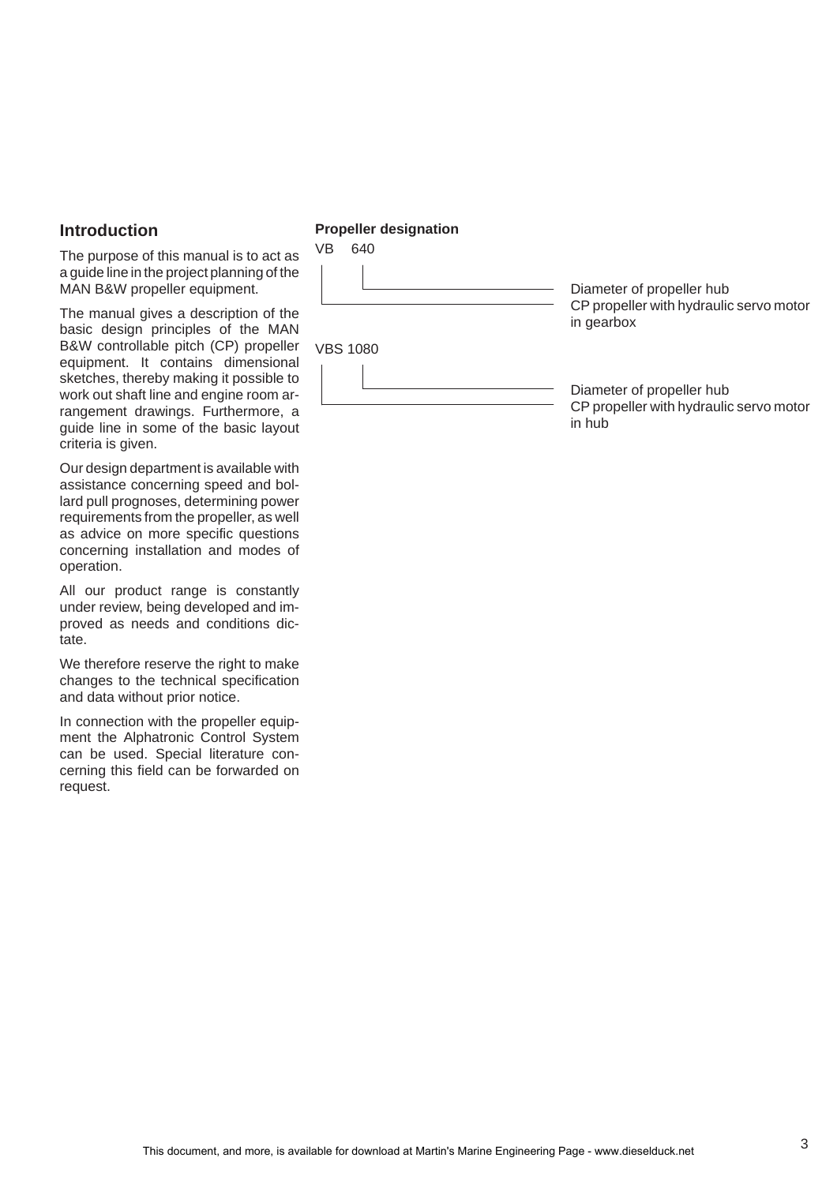## Introduction

The purpose of this manual is to act as a guide line in the project planning of the MAN B&W propeller equipment.

The manual gives a description of the basic design principles of the MAN B&W controllable pitch (CP) propeller equipment. It contains dimensional sketches, thereby making it possible to work out shaft line and engine room arrangement drawings. Furthermore, a guide line in some of the basic layout criteria is given.

Our design department is available with assistance concerning speed and bollard pull prognoses, determining power requirements from the propeller, as well as advice on more specific questions concerning installation and modes of operation.

All our product range is constantly under review, being developed and improved as needs and conditions dictate.

We therefore reserve the right to make changes to the technical specification and data without prior notice.

In connection with the propeller equipment the Alphatronic Control System can be used. Special literature concerning this field can be forwarded on request.

**Propeller designation**

VB 640

- 640: Diameter of propeller hub
- VB: CP propeller with hydraulic servo motor in gearbox

VBS 1080

- 1080: Diameter of propeller hub
- VBS: CP propeller with hydraulic servo motor in hub

This document, and more, is available for download at Martin's Marine Engineering Page - www.dieselduck.net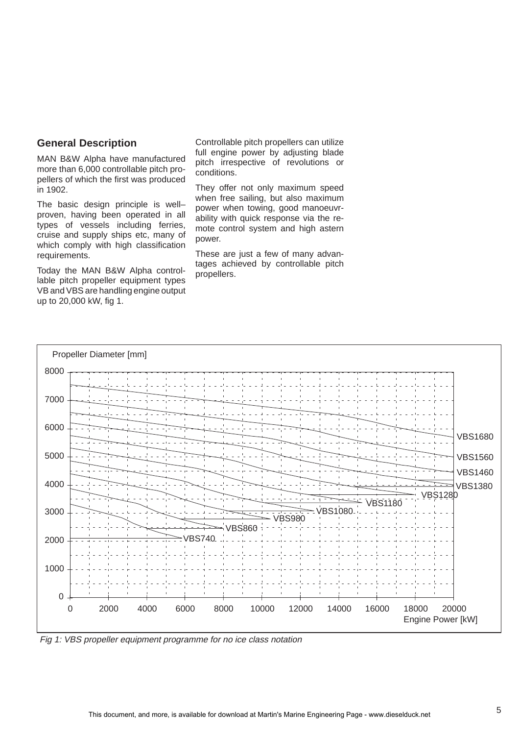## General Description

MAN B&W Alpha have manufactured more than 6,000 controllable pitch propellers of which the first was produced in 1902.

The basic design principle is well–proven, having been operated in all types of vessels including ferries, cruise and supply ships etc, many of which comply with high classification requirements.

Today the MAN B&W Alpha controllable pitch propeller equipment types VB and VBS are handling engine output up to 20,000 kW, fig 1.

Controllable pitch propellers can utilize full engine power by adjusting blade pitch irrespective of revolutions or conditions.

They offer not only maximum speed when free sailing, but also maximum power when towing, good manoeuvrability with quick response via the remote control system and high astern power.

These are just a few of many advantages achieved by controllable pitch propellers.

*Fig 1: VBS propeller equipment programme for no ice class notation*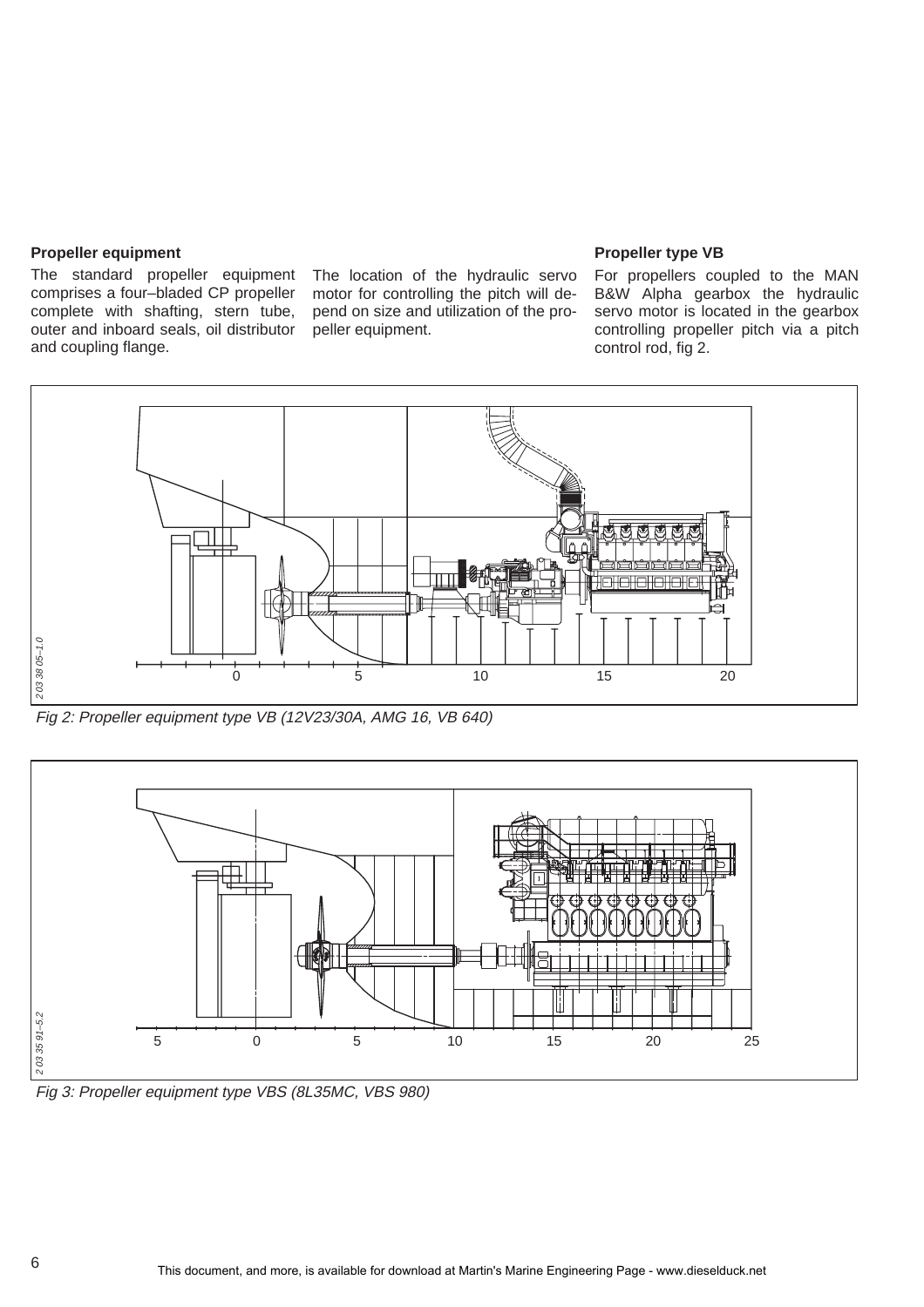### Propeller equipment

The standard propeller equipment comprises a four–bladed CP propeller complete with shafting, stern tube, outer and inboard seals, oil distributor and coupling flange.

The location of the hydraulic servo motor for controlling the pitch will depend on size and utilization of the propeller equipment.

### Propeller type VB

For propellers coupled to the MAN B&W Alpha gearbox the hydraulic servo motor is located in the gearbox controlling propeller pitch via a pitch control rod, fig 2.

*Fig 2: Propeller equipment type VB (12V23/30A, AMG 16, VB 640)*

*Fig 3: Propeller equipment type VBS (8L35MC, VBS 980)*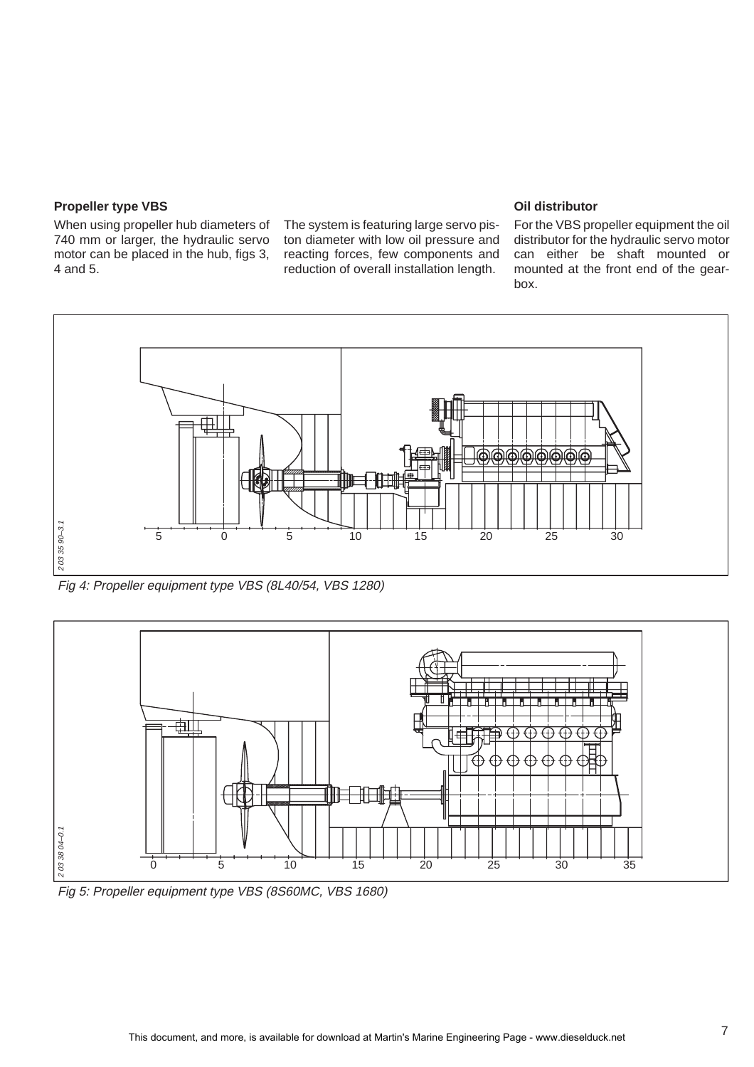### Propeller type VBS

When using propeller hub diameters of 740 mm or larger, the hydraulic servo motor can be placed in the hub, figs 3, 4 and 5.

The system is featuring large servo piston diameter with low oil pressure and reacting forces, few components and reduction of overall installation length.

### Oil distributor

For the VBS propeller equipment the oil distributor for the hydraulic servo motor can either be shaft mounted or mounted at the front end of the gearbox.

*Fig 4: Propeller equipment type VBS (8L40/54, VBS 1280)*

*Fig 5: Propeller equipment type VBS (8S60MC, VBS 1680)*

This document, and more, is available for download at Martin's Marine Engineering Page - www.dieselduck.net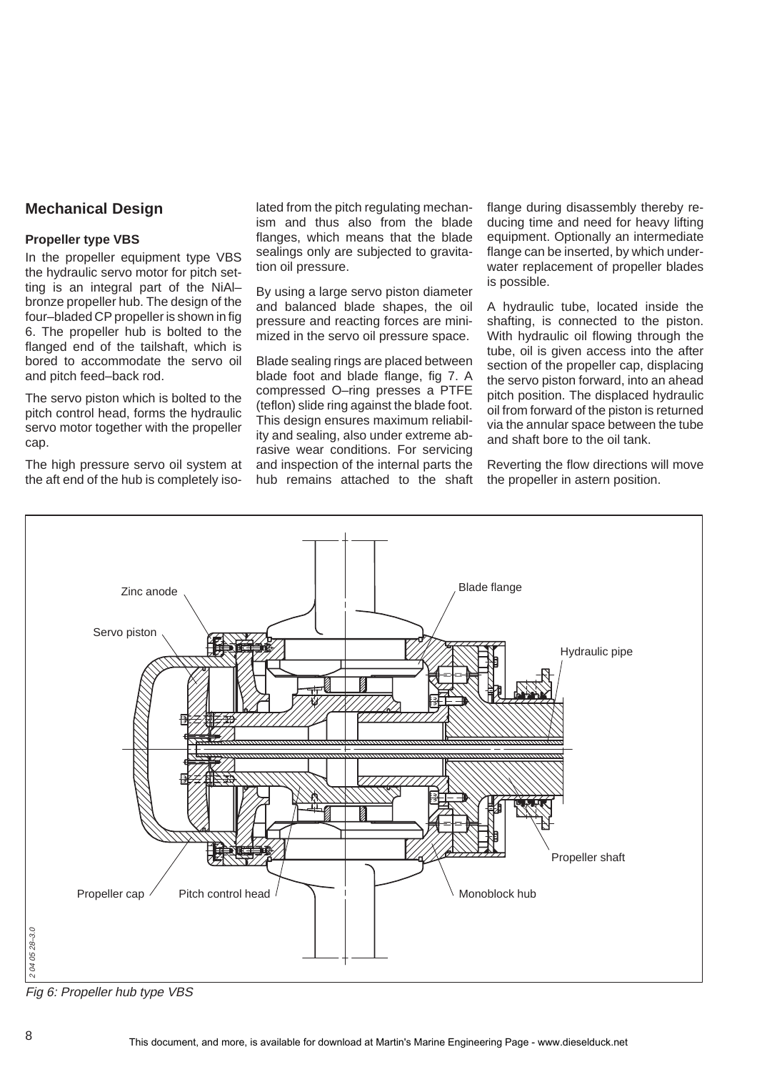## Mechanical Design

### Propeller type VBS

In the propeller equipment type VBS the hydraulic servo motor for pitch setting is an integral part of the NiAl–bronze propeller hub. The design of the four–bladed CP propeller is shown in fig 6. The propeller hub is bolted to the flanged end of the tailshaft, which is bored to accommodate the servo oil and pitch feed–back rod.

The servo piston which is bolted to the pitch control head, forms the hydraulic servo motor together with the propeller cap.

The high pressure servo oil system at the aft end of the hub is completely isolated from the pitch regulating mechanism and thus also from the blade flanges, which means that the blade sealings only are subjected to gravitation oil pressure.

By using a large servo piston diameter and balanced blade shapes, the oil pressure and reacting forces are minimized in the servo oil pressure space.

Blade sealing rings are placed between blade foot and blade flange, fig 7. A compressed O–ring presses a PTFE (teflon) slide ring against the blade foot. This design ensures maximum reliability and sealing, also under extreme abrasive wear conditions. For servicing and inspection of the internal parts the hub remains attached to the shaft flange during disassembly thereby reducing time and need for heavy lifting equipment. Optionally an intermediate flange can be inserted, by which underwater replacement of propeller blades is possible.

A hydraulic tube, located inside the shafting, is connected to the piston. With hydraulic oil flowing through the tube, oil is given access into the after section of the propeller cap, displacing the servo piston forward, into an ahead pitch position. The displaced hydraulic oil from forward of the piston is returned via the annular space between the tube and shaft bore to the oil tank.

Reverting the flow directions will move the propeller in astern position.

*Fig 6: Propeller hub type VBS*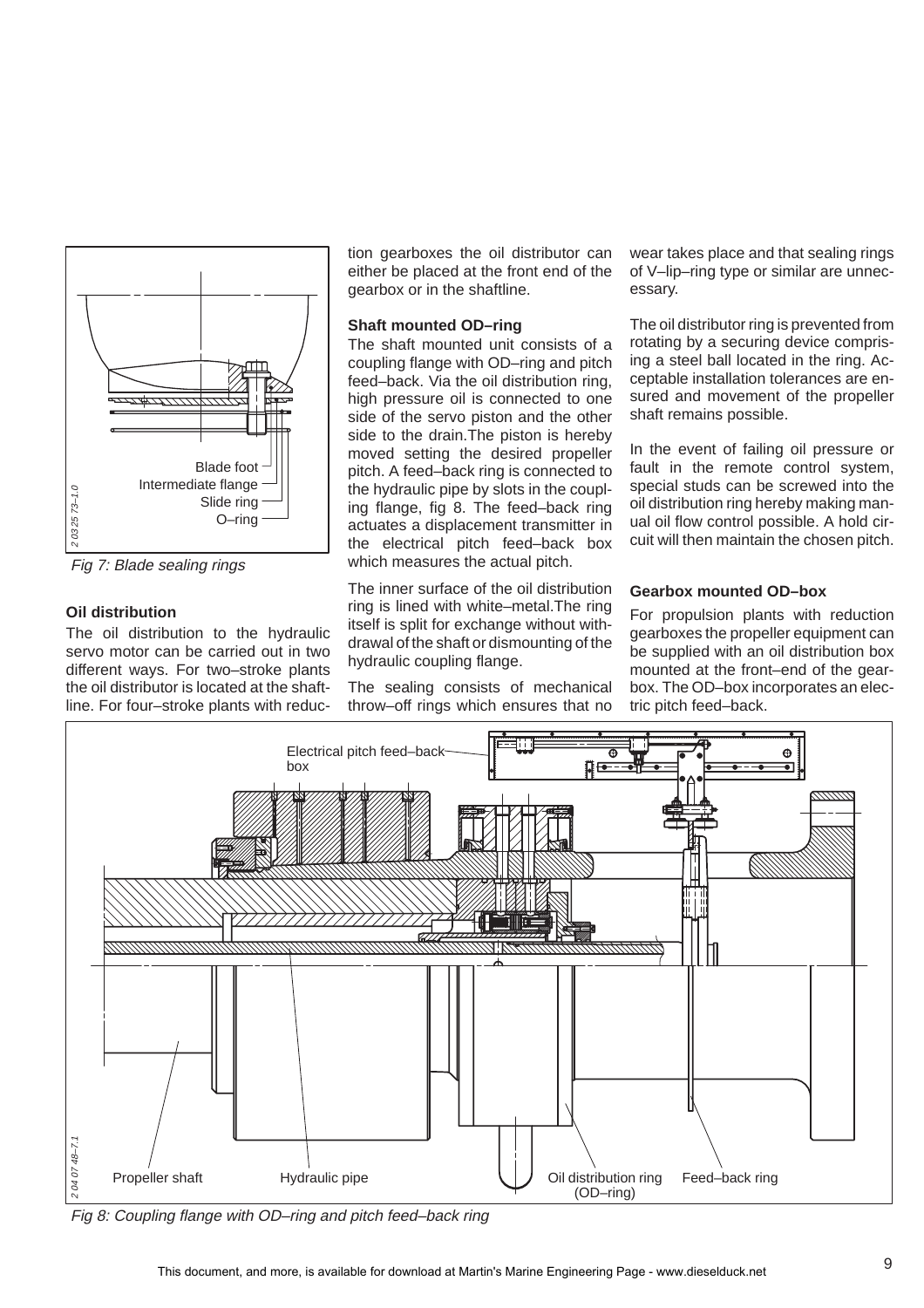Fig 7: Blade sealing rings

### Oil distribution

The oil distribution to the hydraulic servo motor can be carried out in two different ways. For two–stroke plants the oil distributor is located at the shaftline. For four–stroke plants with reduction gearboxes the oil distributor can either be placed at the front end of the gearbox or in the shaftline.

### Shaft mounted OD–ring

The shaft mounted unit consists of a coupling flange with OD–ring and pitch feed–back. Via the oil distribution ring, high pressure oil is connected to one side of the servo piston and the other side to the drain.The piston is hereby moved setting the desired propeller pitch. A feed–back ring is connected to the hydraulic pipe by slots in the coupling flange, fig 8. The feed–back ring actuates a displacement transmitter in the electrical pitch feed–back box which measures the actual pitch.

The inner surface of the oil distribution ring is lined with white–metal.The ring itself is split for exchange without withdrawal of the shaft or dismounting of the hydraulic coupling flange.

The sealing consists of mechanical throw–off rings which ensures that no wear takes place and that sealing rings of V–lip–ring type or similar are unnecessary.

The oil distributor ring is prevented from rotating by a securing device comprising a steel ball located in the ring. Acceptable installation tolerances are ensured and movement of the propeller shaft remains possible.

In the event of failing oil pressure or fault in the remote control system, special studs can be screwed into the oil distribution ring hereby making manual oil flow control possible. A hold circuit will then maintain the chosen pitch.

### Gearbox mounted OD–box

For propulsion plants with reduction gearboxes the propeller equipment can be supplied with an oil distribution box mounted at the front–end of the gearbox. The OD–box incorporates an electric pitch feed–back.

Fig 8: Coupling flange with OD–ring and pitch feed–back ring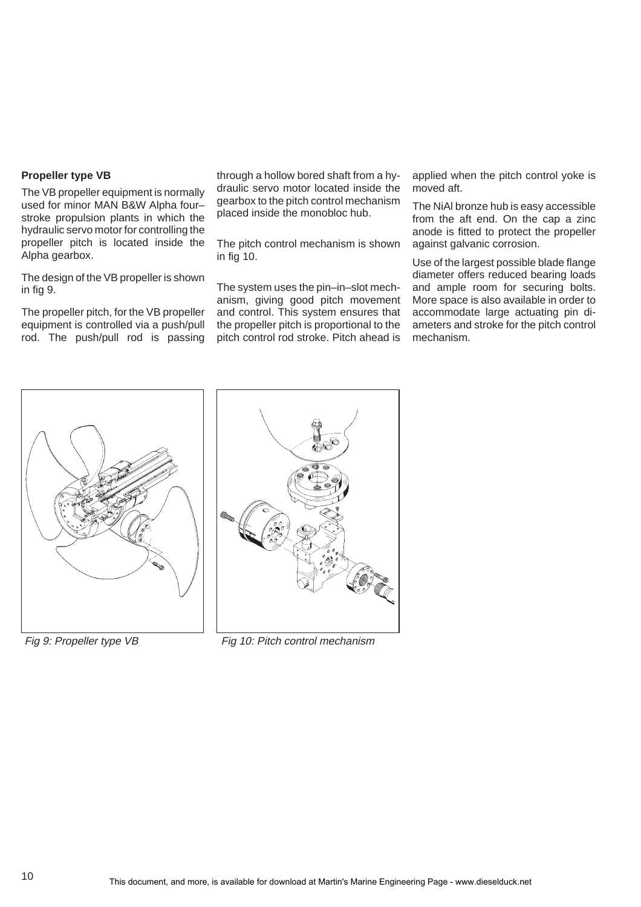**Propeller type VB**

The VB propeller equipment is normally used for minor MAN B&W Alpha four–stroke propulsion plants in which the hydraulic servo motor for controlling the propeller pitch is located inside the Alpha gearbox.

The design of the VB propeller is shown in fig 9.

The propeller pitch, for the VB propeller equipment is controlled via a push/pull rod. The push/pull rod is passing through a hollow bored shaft from a hydraulic servo motor located inside the gearbox to the pitch control mechanism placed inside the monobloc hub.

The pitch control mechanism is shown in fig 10.

The system uses the pin–in–slot mechanism, giving good pitch movement and control. This system ensures that the propeller pitch is proportional to the pitch control rod stroke. Pitch ahead is applied when the pitch control yoke is moved aft.

The NiAl bronze hub is easy accessible from the aft end. On the cap a zinc anode is fitted to protect the propeller against galvanic corrosion.

Use of the largest possible blade flange diameter offers reduced bearing loads and ample room for securing bolts. More space is also available in order to accommodate large actuating pin diameters and stroke for the pitch control mechanism.

*Fig 9: Propeller type VB*

*Fig 10: Pitch control mechanism*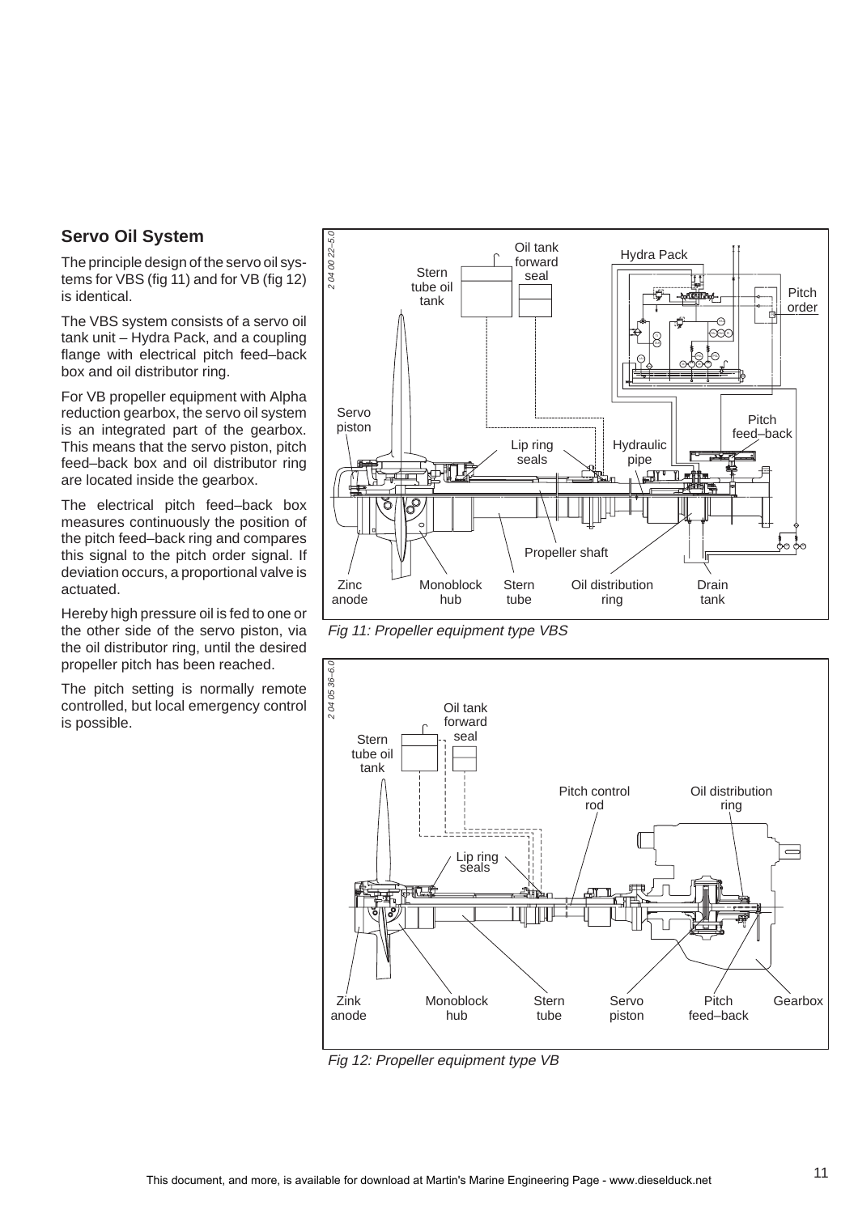## Servo Oil System

The principle design of the servo oil systems for VBS (fig 11) and for VB (fig 12) is identical.

The VBS system consists of a servo oil tank unit – Hydra Pack, and a coupling flange with electrical pitch feed–back box and oil distributor ring.

For VB propeller equipment with Alpha reduction gearbox, the servo oil system is an integrated part of the gearbox. This means that the servo piston, pitch feed–back box and oil distributor ring are located inside the gearbox.

The electrical pitch feed–back box measures continuously the position of the pitch feed–back ring and compares this signal to the pitch order signal. If deviation occurs, a proportional valve is actuated.

Hereby high pressure oil is fed to one or the other side of the servo piston, via the oil distributor ring, until the desired propeller pitch has been reached.

The pitch setting is normally remote controlled, but local emergency control is possible.

*Fig 11: Propeller equipment type VBS*

*Fig 12: Propeller equipment type VB*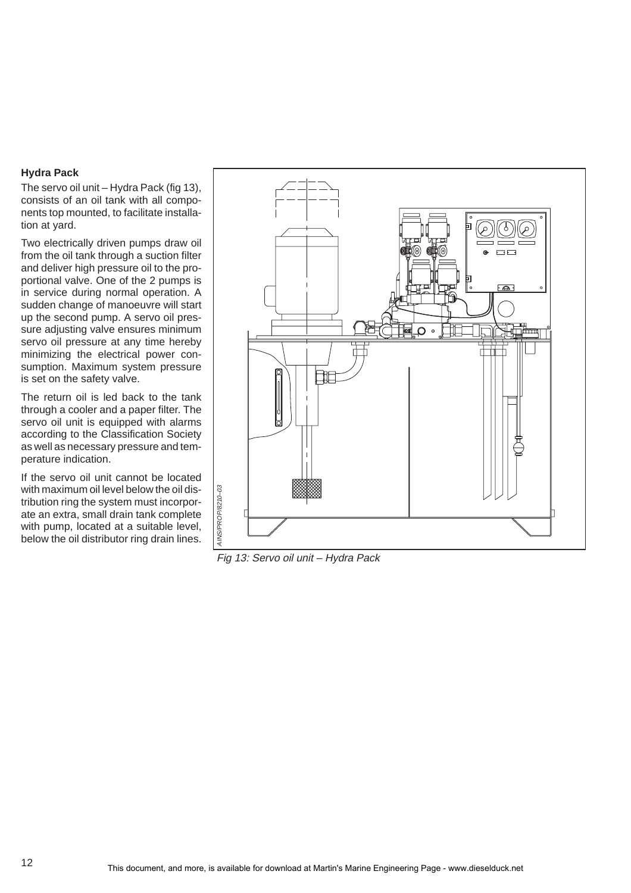**Hydra Pack**

The servo oil unit – Hydra Pack (fig 13), consists of an oil tank with all components top mounted, to facilitate installation at yard.

Two electrically driven pumps draw oil from the oil tank through a suction filter and deliver high pressure oil to the proportional valve. One of the 2 pumps is in service during normal operation. A sudden change of manoeuvre will start up the second pump. A servo oil pressure adjusting valve ensures minimum servo oil pressure at any time hereby minimizing the electrical power consumption. Maximum system pressure is set on the safety valve.

The return oil is led back to the tank through a cooler and a paper filter. The servo oil unit is equipped with alarms according to the Classification Society as well as necessary pressure and temperature indication.

If the servo oil unit cannot be located with maximum oil level below the oil distribution ring the system must incorporate an extra, small drain tank complete with pump, located at a suitable level, below the oil distributor ring drain lines.

*Fig 13: Servo oil unit – Hydra Pack*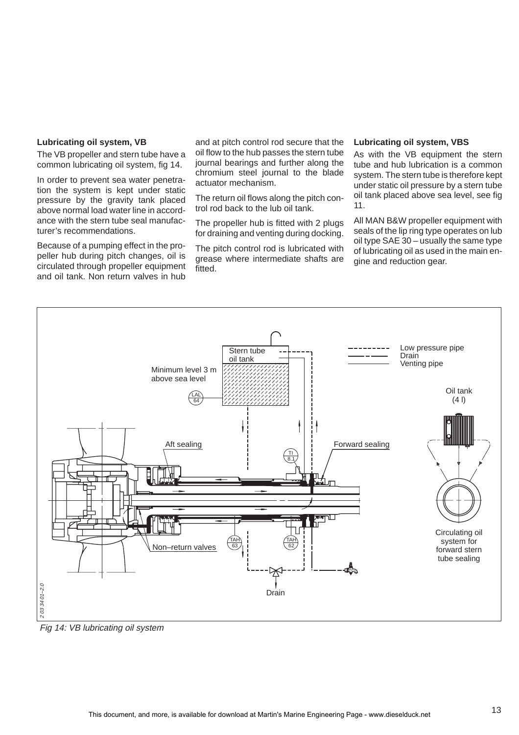### Lubricating oil system, VB

The VB propeller and stern tube have a common lubricating oil system, fig 14.

In order to prevent sea water penetration the system is kept under static pressure by the gravity tank placed above normal load water line in accordance with the stern tube seal manufacturer's recommendations.

Because of a pumping effect in the propeller hub during pitch changes, oil is circulated through propeller equipment and oil tank. Non return valves in hub and at pitch control rod secure that the oil flow to the hub passes the stern tube journal bearings and further along the chromium steel journal to the blade actuator mechanism.

The return oil flows along the pitch control rod back to the lub oil tank.

The propeller hub is fitted with 2 plugs for draining and venting during docking.

The pitch control rod is lubricated with grease where intermediate shafts are fitted.

### Lubricating oil system, VBS

As with the VB equipment the stern tube and hub lubrication is a common system. The stern tube is therefore kept under static oil pressure by a stern tube oil tank placed above sea level, see fig 11.

All MAN B&W propeller equipment with seals of the lip ring type operates on lub oil type SAE 30 – usually the same type of lubricating oil as used in the main engine and reduction gear.

*Fig 14: VB lubricating oil system*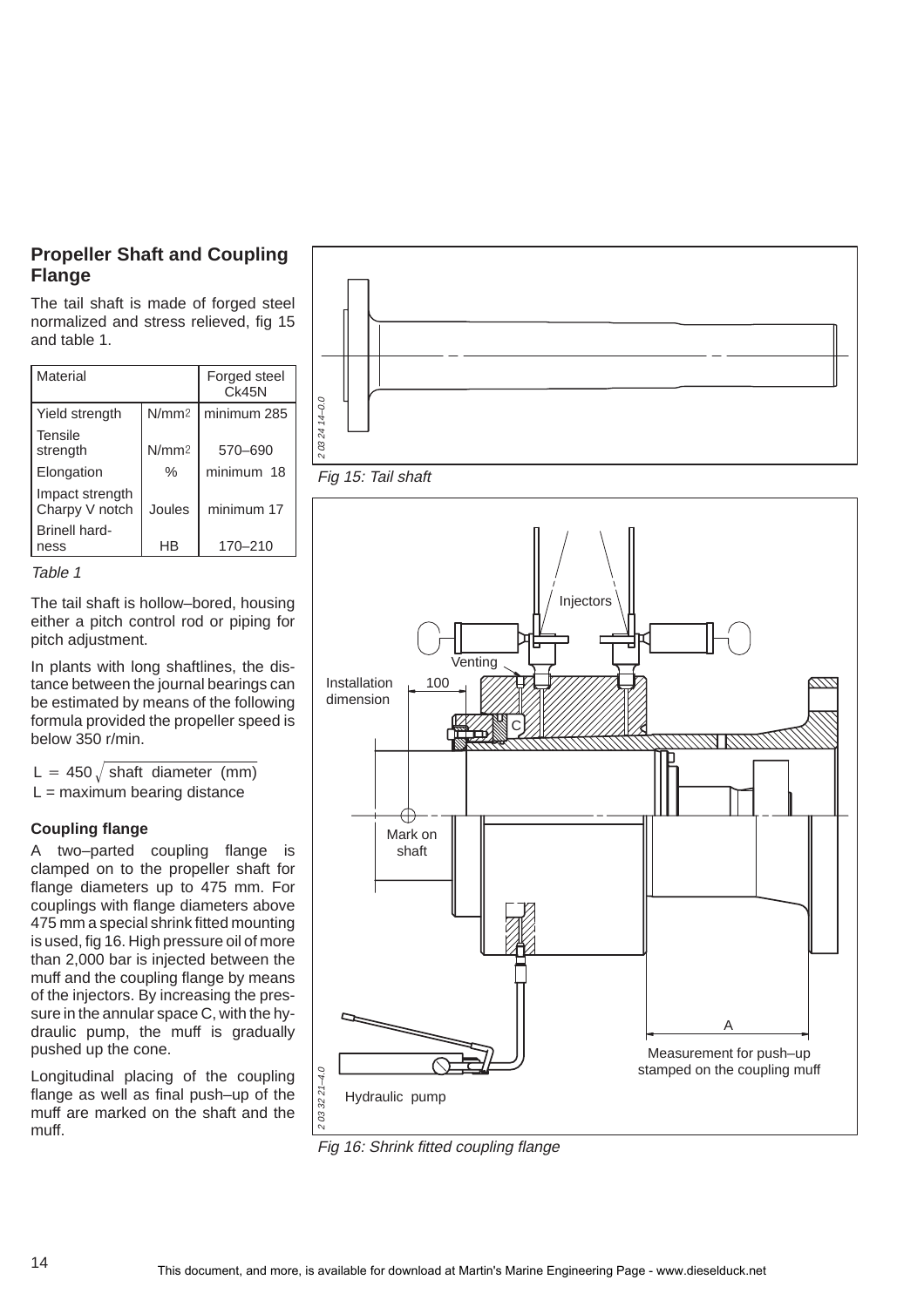## Propeller Shaft and Coupling Flange

The tail shaft is made of forged steel normalized and stress relieved, fig 15 and table 1.

| Material | | Forged steel Ck45N |
|---|---|---|
| Yield strength | $N/mm^2$ | minimum 285 |
| Tensile strength | $N/mm^2$ | 570–690 |
| Elongation | % | minimum 18 |
| Impact strength Charpy V notch | Joules | minimum 17 |
| Brinell hardness | HB | 170–210 |

*Table 1*

The tail shaft is hollow–bored, housing either a pitch control rod or piping for pitch adjustment.

In plants with long shaftlines, the distance between the journal bearings can be estimated by means of the following formula provided the propeller speed is below 350 r/min.

$$L = 450\sqrt{\text{shaft diameter (mm)}}$$

L = maximum bearing distance

### Coupling flange

A two–parted coupling flange is clamped on to the propeller shaft for flange diameters up to 475 mm. For couplings with flange diameters above 475 mm a special shrink fitted mounting is used, fig 16. High pressure oil of more than 2,000 bar is injected between the muff and the coupling flange by means of the injectors. By increasing the pressure in the annular space C, with the hydraulic pump, the muff is gradually pushed up the cone.

Longitudinal placing of the coupling flange as well as final push–up of the muff are marked on the shaft and the muff.

*Fig 15: Tail shaft*

*Fig 16: Shrink fitted coupling flange*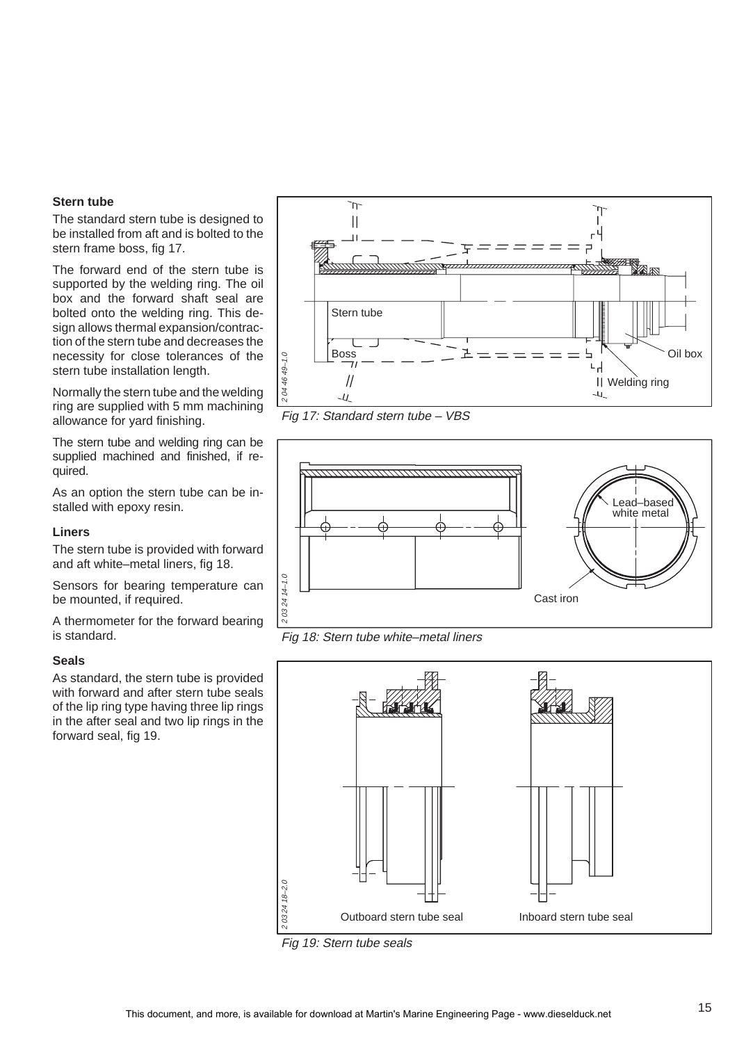### Stern tube

The standard stern tube is designed to be installed from aft and is bolted to the stern frame boss, fig 17.

The forward end of the stern tube is supported by the welding ring. The oil box and the forward shaft seal are bolted onto the welding ring. This design allows thermal expansion/contraction of the stern tube and decreases the necessity for close tolerances of the stern tube installation length.

Normally the stern tube and the welding ring are supplied with 5 mm machining allowance for yard finishing.

The stern tube and welding ring can be supplied machined and finished, if required.

As an option the stern tube can be installed with epoxy resin.

### Liners

The stern tube is provided with forward and aft white–metal liners, fig 18.

Sensors for bearing temperature can be mounted, if required.

A thermometer for the forward bearing is standard.

### Seals

As standard, the stern tube is provided with forward and after stern tube seals of the lip ring type having three lip rings in the after seal and two lip rings in the forward seal, fig 19.

*Fig 17: Standard stern tube – VBS*

*Fig 18: Stern tube white–metal liners*

*Fig 19: Stern tube seals*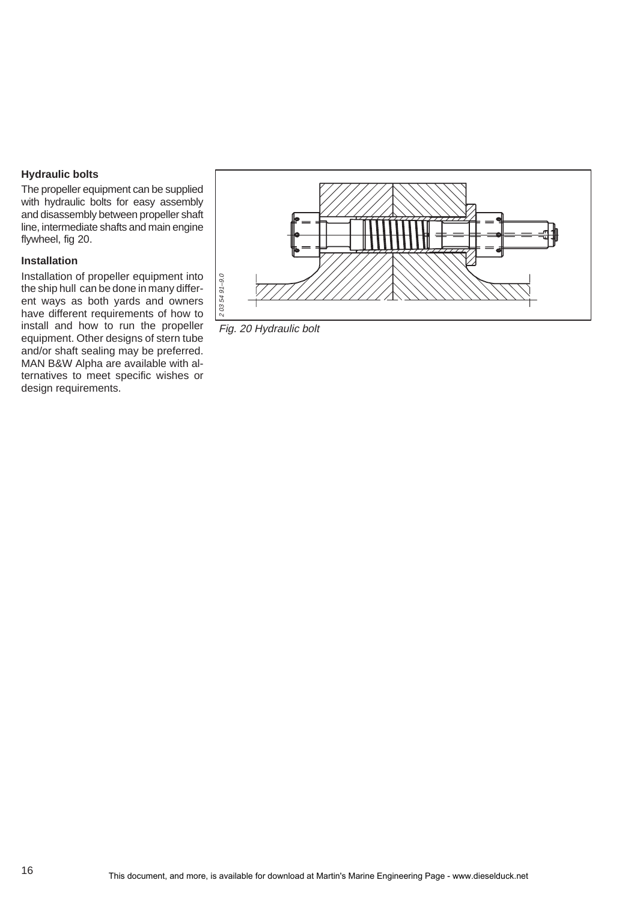### Hydraulic bolts

The propeller equipment can be supplied with hydraulic bolts for easy assembly and disassembly between propeller shaft line, intermediate shafts and main engine flywheel, fig 20.

### Installation

Installation of propeller equipment into the ship hull can be done in many different ways as both yards and owners have different requirements of how to install and how to run the propeller equipment. Other designs of stern tube and/or shaft sealing may be preferred. MAN B&W Alpha are available with alternatives to meet specific wishes or design requirements.

*Fig. 20 Hydraulic bolt*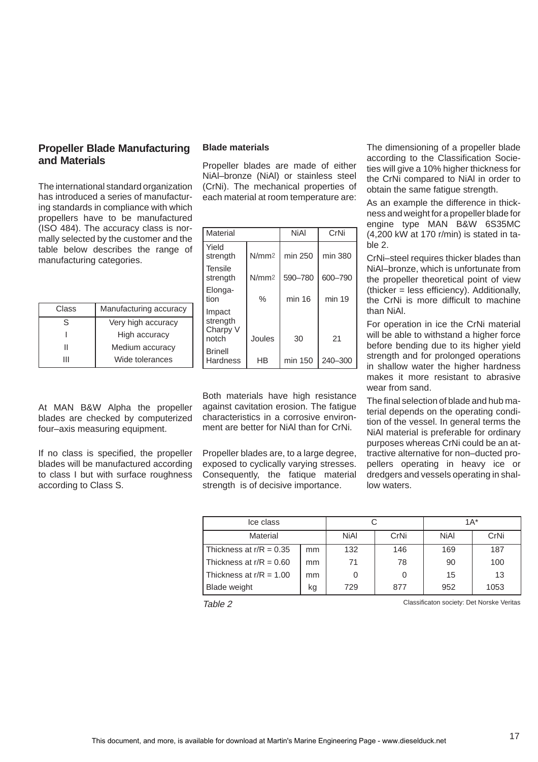## Propeller Blade Manufacturing and Materials

The international standard organization has introduced a series of manufacturing standards in compliance with which propellers have to be manufactured (ISO 484). The accuracy class is normally selected by the customer and the table below describes the range of manufacturing categories.

| Class | Manufacturing accuracy |
|---|---|
| S | Very high accuracy |
| I | High accuracy |
| II | Medium accuracy |
| III | Wide tolerances |

At MAN B&W Alpha the propeller blades are checked by computerized four–axis measuring equipment.

If no class is specified, the propeller blades will be manufactured according to class I but with surface roughness according to Class S.

### Blade materials

Propeller blades are made of either NiAl–bronze (NiAl) or stainless steel (CrNi). The mechanical properties of each material at room temperature are:

| Material | | NiAl | CrNi |
|---|---|---|---|
| Yield strength | $N/mm^2$ | min 250 | min 380 |
| Tensile strength | $N/mm^2$ | 590–780 | 600–790 |
| Elongation | % | min 16 | min 19 |
| Impact strength Charpy V notch | Joules | 30 | 21 |
| Brinell Hardness | HB | min 150 | 240–300 |

Both materials have high resistance against cavitation erosion. The fatigue characteristics in a corrosive environment are better for NiAl than for CrNi.

Propeller blades are, to a large degree, exposed to cyclically varying stresses. Consequently, the fatique material strength is of decisive importance.

The dimensioning of a propeller blade according to the Classification Societies will give a 10% higher thickness for the CrNi compared to NiAl in order to obtain the same fatigue strength.

As an example the difference in thickness and weight for a propeller blade for engine type MAN B&W 6S35MC (4,200 kW at 170 r/min) is stated in table 2.

CrNi–steel requires thicker blades than NiAl–bronze, which is unfortunate from the propeller theoretical point of view (thicker = less efficiency). Additionally, the CrNi is more difficult to machine than NiAl.

For operation in ice the CrNi material will be able to withstand a higher force before bending due to its higher yield strength and for prolonged operations in shallow water the higher hardness makes it more resistant to abrasive wear from sand.

The final selection of blade and hub material depends on the operating condition of the vessel. In general terms the NiAl material is preferable for ordinary purposes whereas CrNi could be an attractive alternative for non–ducted propellers operating in heavy ice or dredgers and vessels operating in shallow waters.

| Ice class | | C | | 1A* | |
|---|---|---|---|---|---|
| Material | | NiAl | CrNi | NiAl | CrNi |
| Thickness at r/R = 0.35 | mm | 132 | 146 | 169 | 187 |
| Thickness at r/R = 0.60 | mm | 71 | 78 | 90 | 100 |
| Thickness at r/R = 1.00 | mm | 0 | 0 | 15 | 13 |
| Blade weight | kg | 729 | 877 | 952 | 1053 |

*Table 2*

Classificaton society: Det Norske Veritas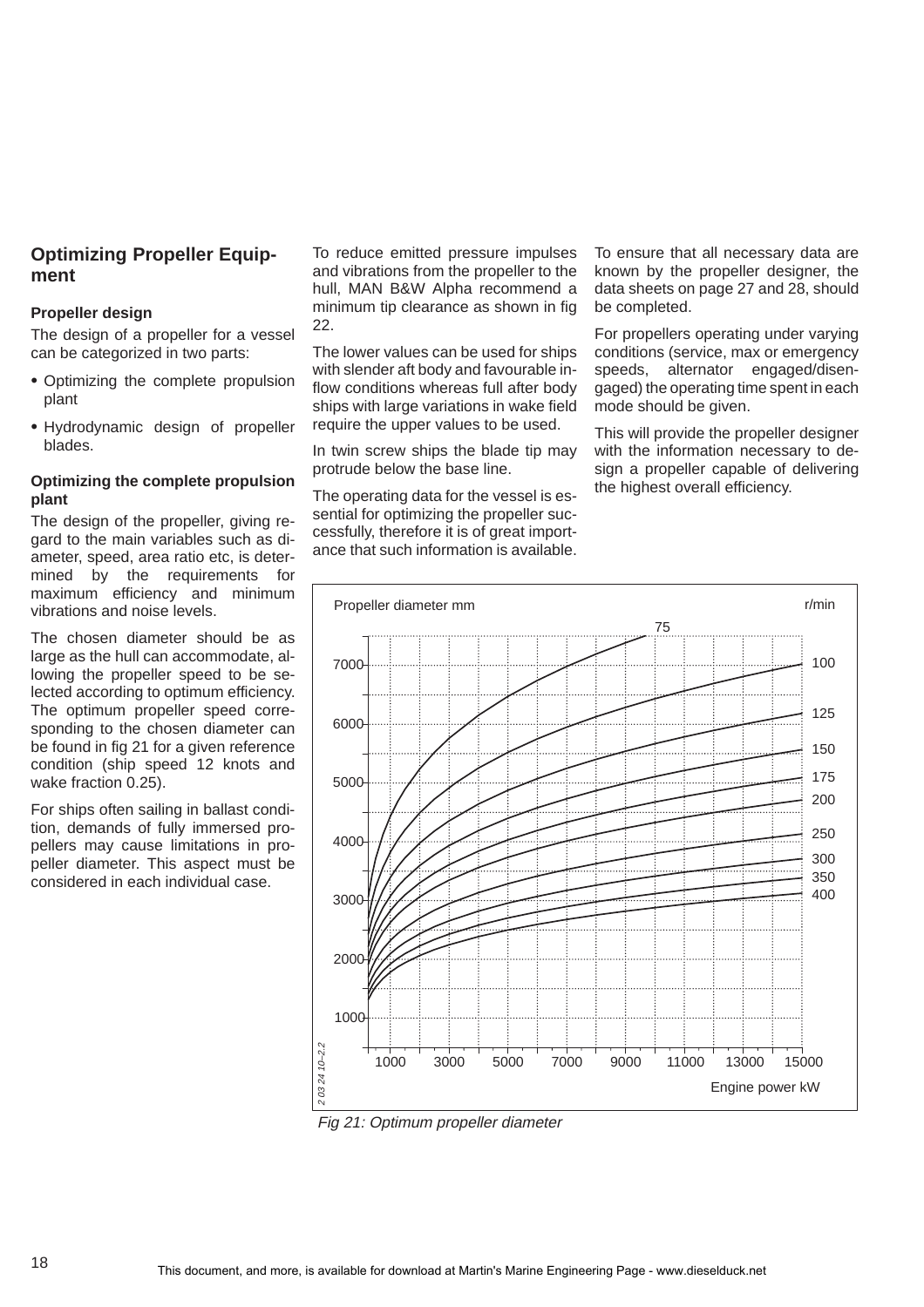## Optimizing Propeller Equipment

### Propeller design

The design of a propeller for a vessel can be categorized in two parts:

- Optimizing the complete propulsion plant
- Hydrodynamic design of propeller blades.

### Optimizing the complete propulsion plant

The design of the propeller, giving regard to the main variables such as diameter, speed, area ratio etc, is determined by the requirements for maximum efficiency and minimum vibrations and noise levels.

The chosen diameter should be as large as the hull can accommodate, allowing the propeller speed to be selected according to optimum efficiency. The optimum propeller speed corresponding to the chosen diameter can be found in fig 21 for a given reference condition (ship speed 12 knots and wake fraction 0.25).

For ships often sailing in ballast condition, demands of fully immersed propellers may cause limitations in propeller diameter. This aspect must be considered in each individual case.

To reduce emitted pressure impulses and vibrations from the propeller to the hull, MAN B&W Alpha recommend a minimum tip clearance as shown in fig 22.

The lower values can be used for ships with slender aft body and favourable inflow conditions whereas full after body ships with large variations in wake field require the upper values to be used.

In twin screw ships the blade tip may protrude below the base line.

The operating data for the vessel is essential for optimizing the propeller successfully, therefore it is of great importance that such information is available.

To ensure that all necessary data are known by the propeller designer, the data sheets on page 27 and 28, should be completed.

For propellers operating under varying conditions (service, max or emergency speeds, alternator engaged/disengaged) the operating time spent in each mode should be given.

This will provide the propeller designer with the information necessary to design a propeller capable of delivering the highest overall efficiency.

*Fig 21: Optimum propeller diameter*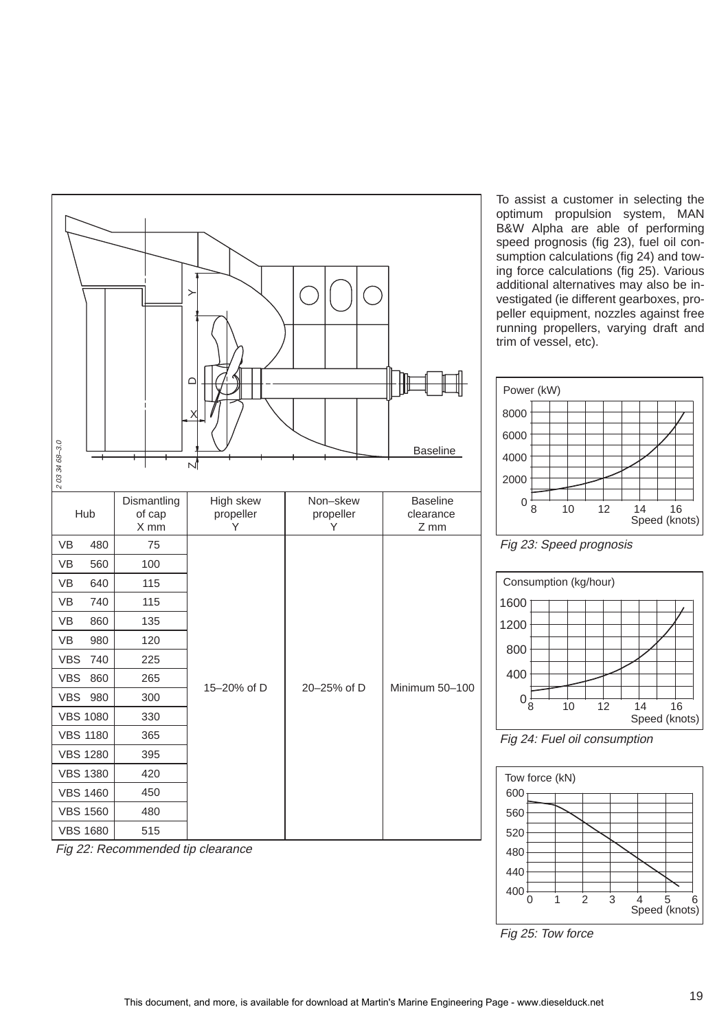| Hub | Dismantling of cap X mm | High skew propeller Y | Non–skew propeller Y | Baseline clearance Z mm |
|---|---|---|---|---|
| VB 480 | 75 | 15–20% of D | 20–25% of D | Minimum 50–100 |
| VB 560 | 100 | | | |
| VB 640 | 115 | | | |
| VB 740 | 115 | | | |
| VB 860 | 135 | | | |
| VB 980 | 120 | | | |
| VBS 740 | 225 | | | |
| VBS 860 | 265 | | | |
| VBS 980 | 300 | | | |
| VBS 1080 | 330 | | | |
| VBS 1180 | 365 | | | |
| VBS 1280 | 395 | | | |
| VBS 1380 | 420 | | | |
| VBS 1460 | 450 | | | |
| VBS 1560 | 480 | | | |
| VBS 1680 | 515 | | | |

*Fig 22: Recommended tip clearance*

To assist a customer in selecting the optimum propulsion system, MAN B&W Alpha are able of performing speed prognosis (fig 23), fuel oil consumption calculations (fig 24) and towing force calculations (fig 25). Various additional alternatives may also be investigated (ie different gearboxes, propeller equipment, nozzles against free running propellers, varying draft and trim of vessel, etc).

*Fig 23: Speed prognosis*

*Fig 24: Fuel oil consumption*

*Fig 25: Tow force*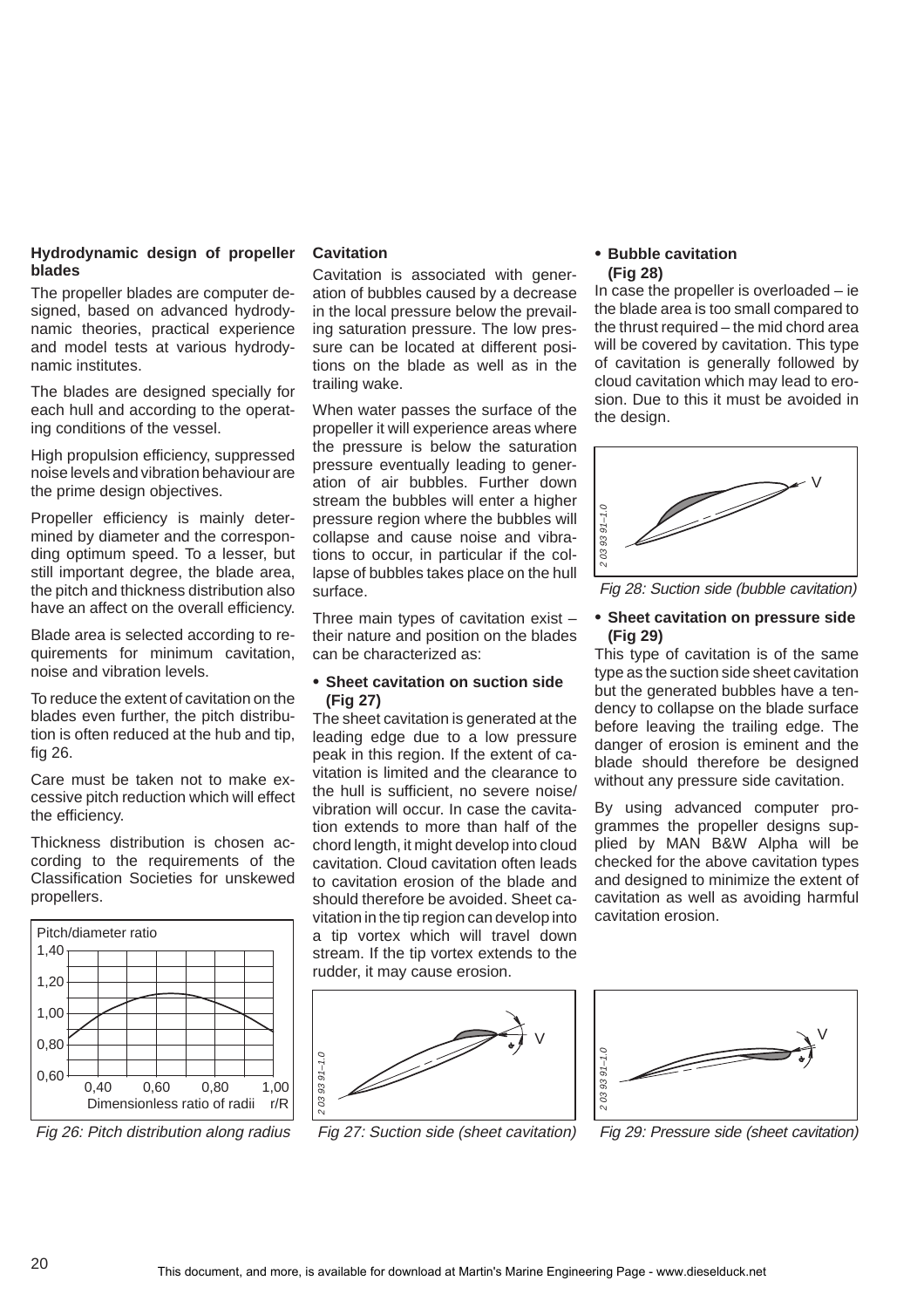### Hydrodynamic design of propeller blades

The propeller blades are computer designed, based on advanced hydrodynamic theories, practical experience and model tests at various hydrodynamic institutes.

The blades are designed specially for each hull and according to the operating conditions of the vessel.

High propulsion efficiency, suppressed noise levels and vibration behaviour are the prime design objectives.

Propeller efficiency is mainly determined by diameter and the corresponding optimum speed. To a lesser, but still important degree, the blade area, the pitch and thickness distribution also have an affect on the overall efficiency.

Blade area is selected according to requirements for minimum cavitation, noise and vibration levels.

To reduce the extent of cavitation on the blades even further, the pitch distribution is often reduced at the hub and tip, fig 26.

Care must be taken not to make excessive pitch reduction which will effect the efficiency.

Thickness distribution is chosen according to the requirements of the Classification Societies for unskewed propellers.

*Fig 26: Pitch distribution along radius*

### Cavitation

Cavitation is associated with generation of bubbles caused by a decrease in the local pressure below the prevailing saturation pressure. The low pressure can be located at different positions on the blade as well as in the trailing wake.

When water passes the surface of the propeller it will experience areas where the pressure is below the saturation pressure eventually leading to generation of air bubbles. Further down stream the bubbles will enter a higher pressure region where the bubbles will collapse and cause noise and vibrations to occur, in particular if the collapse of bubbles takes place on the hull surface.

Three main types of cavitation exist – their nature and position on the blades can be characterized as:

- **Sheet cavitation on suction side (Fig 27)**

The sheet cavitation is generated at the leading edge due to a low pressure peak in this region. If the extent of cavitation is limited and the clearance to the hull is sufficient, no severe noise/vibration will occur. In case the cavitation extends to more than half of the chord length, it might develop into cloud cavitation. Cloud cavitation often leads to cavitation erosion of the blade and should therefore be avoided. Sheet cavitation in the tip region can develop into a tip vortex which will travel down stream. If the tip vortex extends to the rudder, it may cause erosion.

*Fig 27: Suction side (sheet cavitation)*

- **Bubble cavitation (Fig 28)**

In case the propeller is overloaded – ie the blade area is too small compared to the thrust required – the mid chord area will be covered by cavitation. This type of cavitation is generally followed by cloud cavitation which may lead to erosion. Due to this it must be avoided in the design.

*Fig 28: Suction side (bubble cavitation)*

- **Sheet cavitation on pressure side (Fig 29)**

This type of cavitation is of the same type as the suction side sheet cavitation but the generated bubbles have a tendency to collapse on the blade surface before leaving the trailing edge. The danger of erosion is eminent and the blade should therefore be designed without any pressure side cavitation.

By using advanced computer programmes the propeller designs supplied by MAN B&W Alpha will be checked for the above cavitation types and designed to minimize the extent of cavitation as well as avoiding harmful cavitation erosion.

*Fig 29: Pressure side (sheet cavitation)*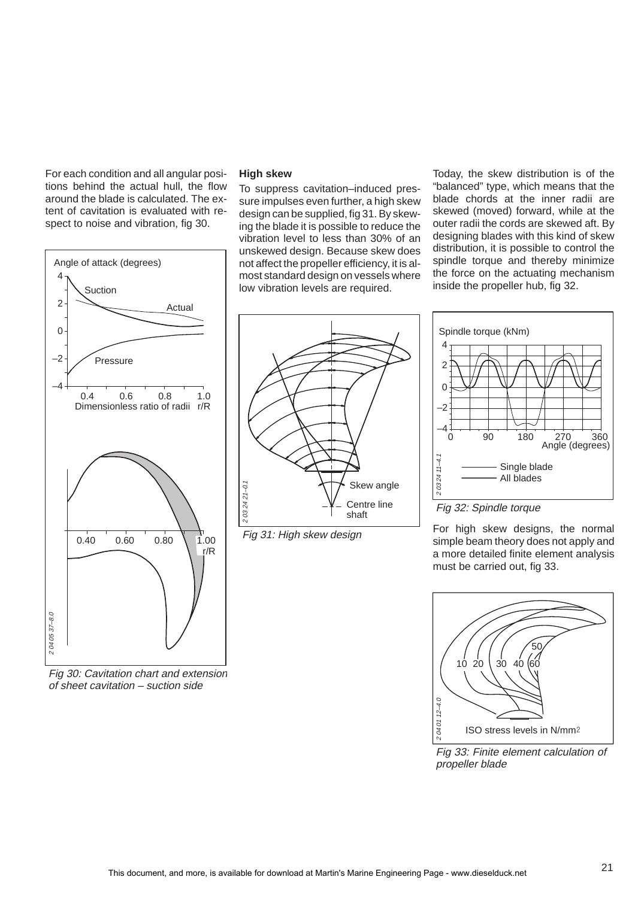For each condition and all angular positions behind the actual hull, the flow around the blade is calculated. The extent of cavitation is evaluated with respect to noise and vibration, fig 30.

*Fig 30: Cavitation chart and extension of sheet cavitation – suction side*

### High skew

To suppress cavitation–induced pressure impulses even further, a high skew design can be supplied, fig 31. By skewing the blade it is possible to reduce the vibration level to less than 30% of an unskewed design. Because skew does not affect the propeller efficiency, it is almost standard design on vessels where low vibration levels are required.

*Fig 31: High skew design*

Today, the skew distribution is of the "balanced" type, which means that the blade chords at the inner radii are skewed (moved) forward, while at the outer radii the cords are skewed aft. By designing blades with this kind of skew distribution, it is possible to control the spindle torque and thereby minimize the force on the actuating mechanism inside the propeller hub, fig 32.

*Fig 32: Spindle torque*

For high skew designs, the normal simple beam theory does not apply and a more detailed finite element analysis must be carried out, fig 33.

*Fig 33: Finite element calculation of propeller blade*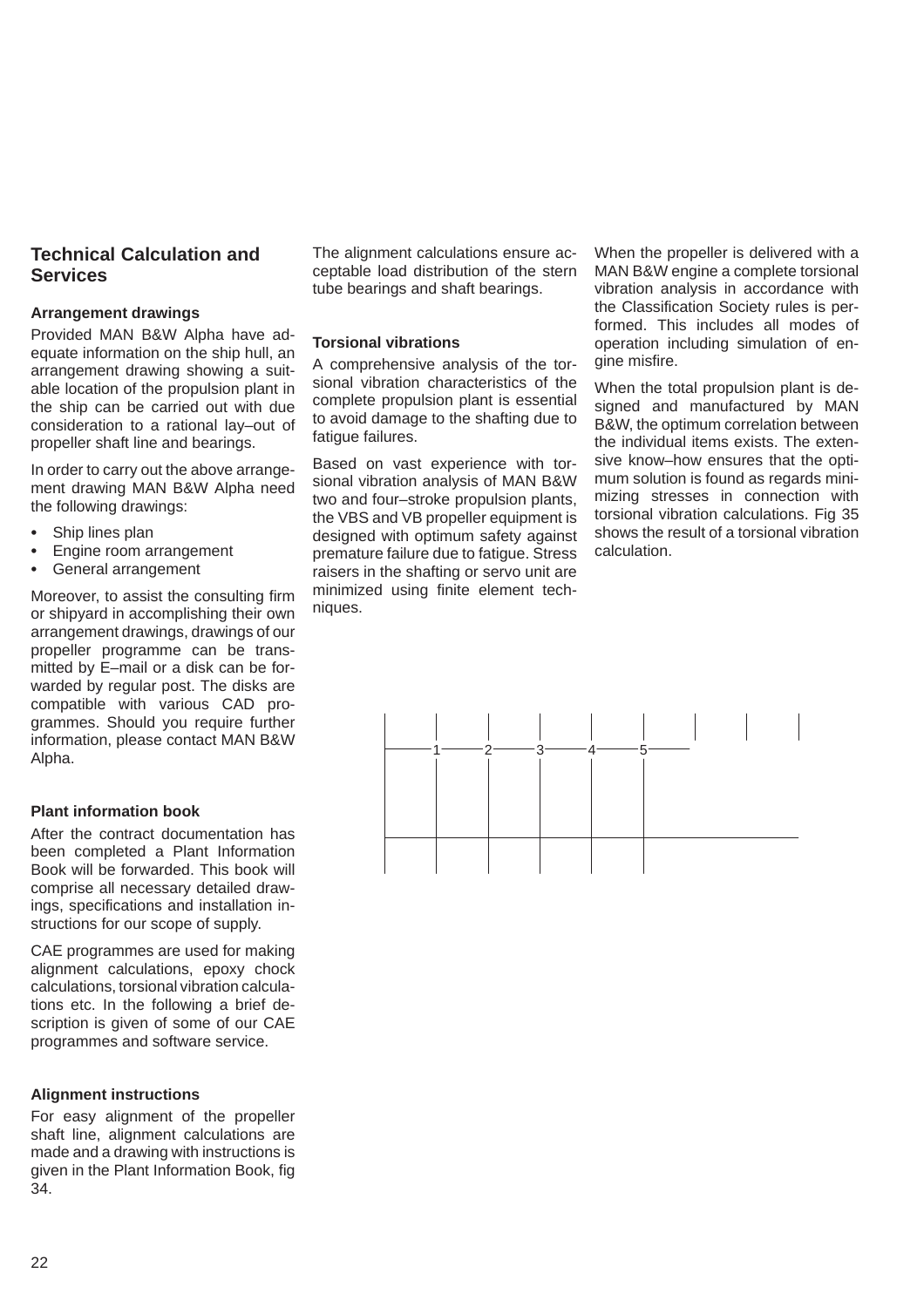## Technical Calculation and Services

### Arrangement drawings

Provided MAN B&W Alpha have adequate information on the ship hull, an arrangement drawing showing a suitable location of the propulsion plant in the ship can be carried out with due consideration to a rational lay–out of propeller shaft line and bearings.

In order to carry out the above arrangement drawing MAN B&W Alpha need the following drawings:

- Ship lines plan
- Engine room arrangement
- General arrangement

Moreover, to assist the consulting firm or shipyard in accomplishing their own arrangement drawings, drawings of our propeller programme can be transmitted by E–mail or a disk can be forwarded by regular post. The disks are compatible with various CAD programmes. Should you require further information, please contact MAN B&W Alpha.

### Plant information book

After the contract documentation has been completed a Plant Information Book will be forwarded. This book will comprise all necessary detailed drawings, specifications and installation instructions for our scope of supply.

CAE programmes are used for making alignment calculations, epoxy chock calculations, torsional vibration calculations etc. In the following a brief description is given of some of our CAE programmes and software service.

### Alignment instructions

For easy alignment of the propeller shaft line, alignment calculations are made and a drawing with instructions is given in the Plant Information Book, fig 34.

The alignment calculations ensure acceptable load distribution of the stern tube bearings and shaft bearings.

### Torsional vibrations

A comprehensive analysis of the torsional vibration characteristics of the complete propulsion plant is essential to avoid damage to the shafting due to fatigue failures.

Based on vast experience with torsional vibration analysis of MAN B&W two and four–stroke propulsion plants, the VBS and VB propeller equipment is designed with optimum safety against premature failure due to fatigue. Stress raisers in the shafting or servo unit are minimized using finite element techniques.

When the propeller is delivered with a MAN B&W engine a complete torsional vibration analysis in accordance with the Classification Society rules is performed. This includes all modes of operation including simulation of engine misfire.

When the total propulsion plant is designed and manufactured by MAN B&W, the optimum correlation between the individual items exists. The extensive know–how ensures that the optimum solution is found as regards minimizing stresses in connection with torsional vibration calculations. Fig 35 shows the result of a torsional vibration calculation.

1 2 3 4 5